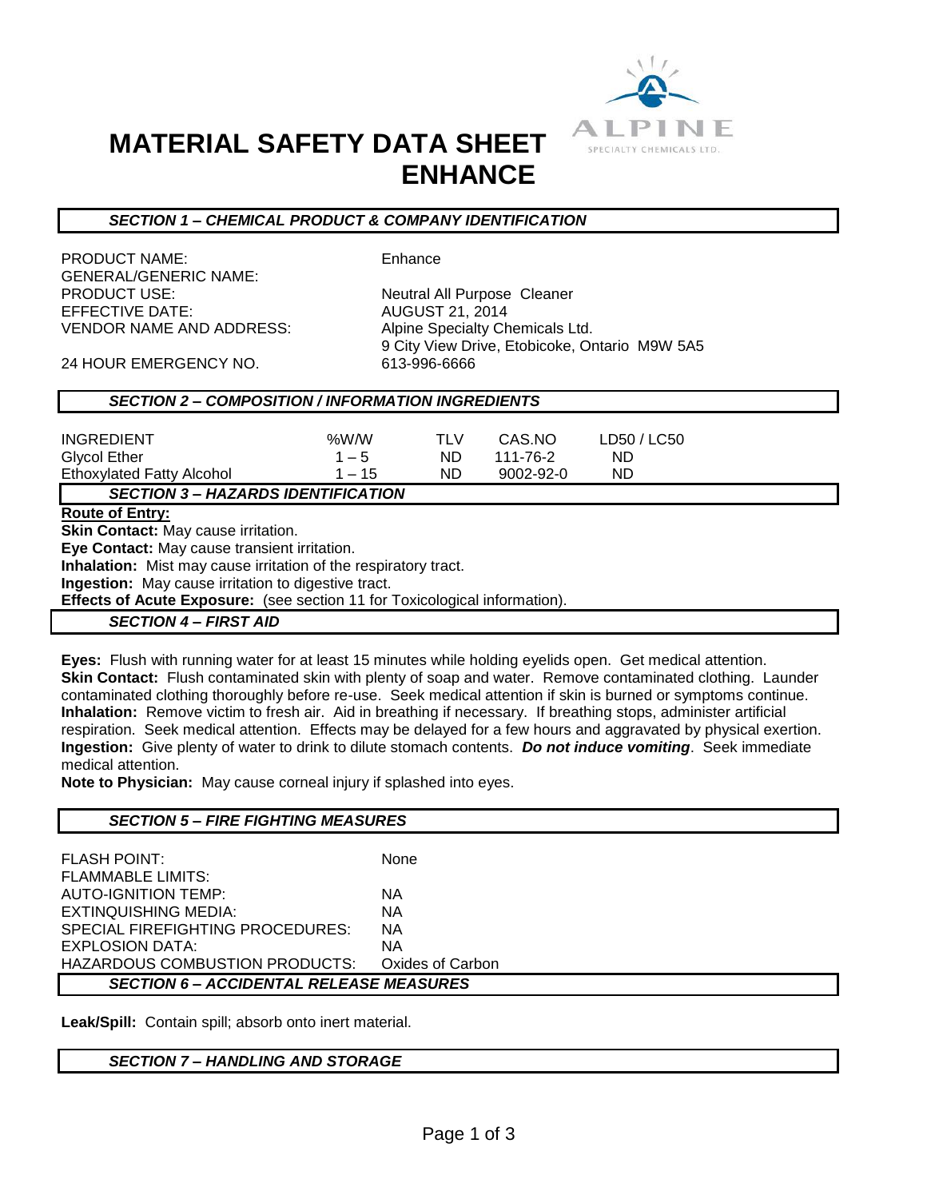# MATERIAL SAFETY DATA SHEET
# ENHANCE

## SECTION 1 – CHEMICAL PRODUCT & COMPANY IDENTIFICATION

| | |
|---|---|
| PRODUCT NAME: | Enhance |
| GENERAL/GENERIC NAME: | |
| PRODUCT USE: | Neutral All Purpose Cleaner |
| EFFECTIVE DATE: | AUGUST 21, 2014 |
| VENDOR NAME AND ADDRESS: | Alpine Specialty Chemicals Ltd.<br>9 City View Drive, Etobicoke, Ontario M9W 5A5 |
| 24 HOUR EMERGENCY NO. | 613-996-6666 |

## SECTION 2 – COMPOSITION / INFORMATION INGREDIENTS

| INGREDIENT | %W/W | TLV | CAS.NO | LD50 / LC50 |
|---|---|---|---|---|
| Glycol Ether | 1 – 5 | ND | 111-76-2 | ND |
| Ethoxylated Fatty Alcohol | 1 – 15 | ND | 9002-92-0 | ND |

## SECTION 3 – HAZARDS IDENTIFICATION

**Route of Entry:**

**Skin Contact:** May cause irritation.

**Eye Contact:** May cause transient irritation.

**Inhalation:** Mist may cause irritation of the respiratory tract.

**Ingestion:** May cause irritation to digestive tract.

**Effects of Acute Exposure:** (see section 11 for Toxicological information).

## SECTION 4 – FIRST AID

**Eyes:** Flush with running water for at least 15 minutes while holding eyelids open. Get medical attention.

**Skin Contact:** Flush contaminated skin with plenty of soap and water. Remove contaminated clothing. Launder contaminated clothing thoroughly before re-use. Seek medical attention if skin is burned or symptoms continue.

**Inhalation:** Remove victim to fresh air. Aid in breathing if necessary. If breathing stops, administer artificial respiration. Seek medical attention. Effects may be delayed for a few hours and aggravated by physical exertion.

**Ingestion:** Give plenty of water to drink to dilute stomach contents. ***Do not induce vomiting***. Seek immediate medical attention.

**Note to Physician:** May cause corneal injury if splashed into eyes.

## SECTION 5 – FIRE FIGHTING MEASURES

| | |
|---|---|
| FLASH POINT: | None |
| FLAMMABLE LIMITS: | |
| AUTO-IGNITION TEMP: | NA |
| EXTINQUISHING MEDIA: | NA |
| SPECIAL FIREFIGHTING PROCEDURES: | NA |
| EXPLOSION DATA: | NA |
| HAZARDOUS COMBUSTION PRODUCTS: | Oxides of Carbon |

## SECTION 6 – ACCIDENTAL RELEASE MEASURES

**Leak/Spill:** Contain spill; absorb onto inert material.

## SECTION 7 – HANDLING AND STORAGE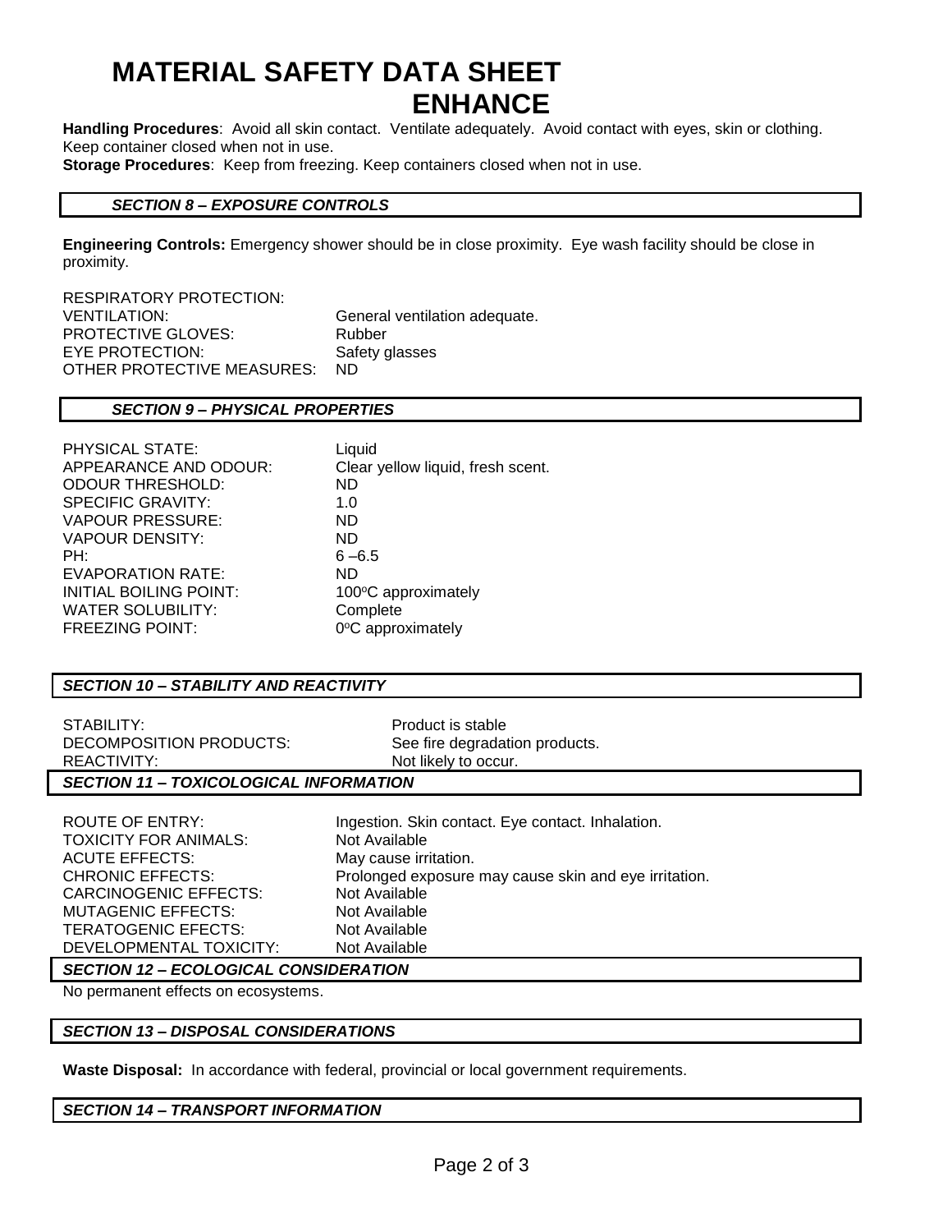# MATERIAL SAFETY DATA SHEET
## ENHANCE

**Handling Procedures**: Avoid all skin contact. Ventilate adequately. Avoid contact with eyes, skin or clothing. Keep container closed when not in use.
**Storage Procedures**: Keep from freezing. Keep containers closed when not in use.

### *SECTION 8 – EXPOSURE CONTROLS*

**Engineering Controls:** Emergency shower should be in close proximity. Eye wash facility should be close in proximity.

| | |
|---|---|
| RESPIRATORY PROTECTION: | |
| VENTILATION: | General ventilation adequate. |
| PROTECTIVE GLOVES: | Rubber |
| EYE PROTECTION: | Safety glasses |
| OTHER PROTECTIVE MEASURES: | ND |

### *SECTION 9 – PHYSICAL PROPERTIES*

| | |
|---|---|
| PHYSICAL STATE: | Liquid |
| APPEARANCE AND ODOUR: | Clear yellow liquid, fresh scent. |
| ODOUR THRESHOLD: | ND |
| SPECIFIC GRAVITY: | 1.0 |
| VAPOUR PRESSURE: | ND |
| VAPOUR DENSITY: | ND |
| PH: | 6 –6.5 |
| EVAPORATION RATE: | ND |
| INITIAL BOILING POINT: | 100°C approximately |
| WATER SOLUBILITY: | Complete |
| FREEZING POINT: | 0°C approximately |

### *SECTION 10 – STABILITY AND REACTIVITY*

| | |
|---|---|
| STABILITY: | Product is stable |
| DECOMPOSITION PRODUCTS: | See fire degradation products. |
| REACTIVITY: | Not likely to occur. |

### *SECTION 11 – TOXICOLOGICAL INFORMATION*

| | |
|---|---|
| ROUTE OF ENTRY: | Ingestion. Skin contact. Eye contact. Inhalation. |
| TOXICITY FOR ANIMALS: | Not Available |
| ACUTE EFFECTS: | May cause irritation. |
| CHRONIC EFFECTS: | Prolonged exposure may cause skin and eye irritation. |
| CARCINOGENIC EFFECTS: | Not Available |
| MUTAGENIC EFFECTS: | Not Available |
| TERATOGENIC EFECTS: | Not Available |
| DEVELOPMENTAL TOXICITY: | Not Available |

### *SECTION 12 – ECOLOGICAL CONSIDERATION*

No permanent effects on ecosystems.

### *SECTION 13 – DISPOSAL CONSIDERATIONS*

**Waste Disposal:** In accordance with federal, provincial or local government requirements.

### *SECTION 14 – TRANSPORT INFORMATION*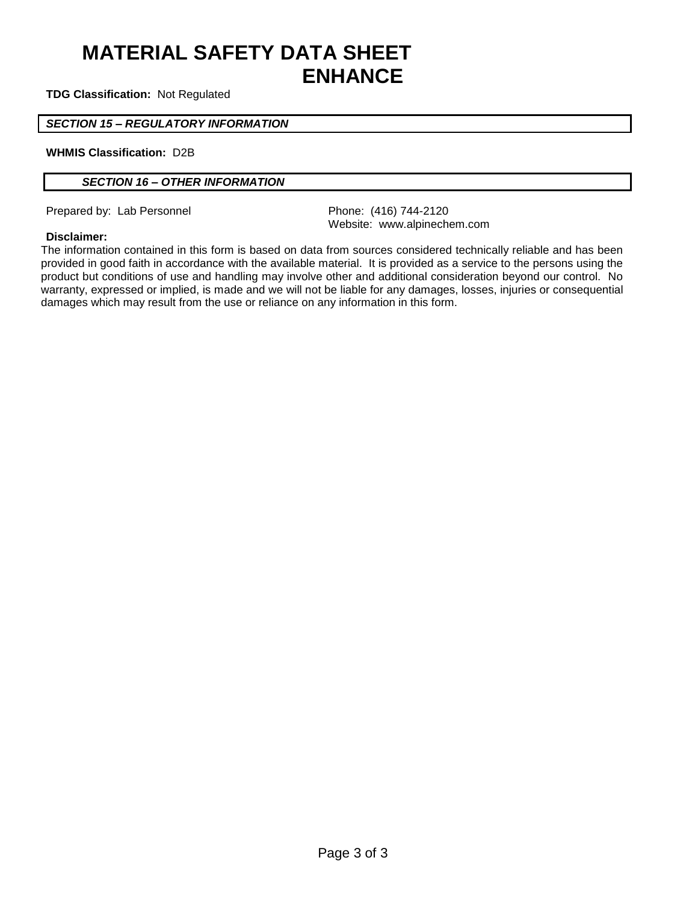# MATERIAL SAFETY DATA SHEET
## ENHANCE

**TDG Classification:** Not Regulated

### *SECTION 15 – REGULATORY INFORMATION*

**WHMIS Classification:** D2B

### *SECTION 16 – OTHER INFORMATION*

Prepared by: Lab Personnel

Phone: (416) 744-2120
Website: www.alpinechem.com

**Disclaimer:**

The information contained in this form is based on data from sources considered technically reliable and has been provided in good faith in accordance with the available material. It is provided as a service to the persons using the product but conditions of use and handling may involve other and additional consideration beyond our control. No warranty, expressed or implied, is made and we will not be liable for any damages, losses, injuries or consequential damages which may result from the use or reliance on any information in this form.